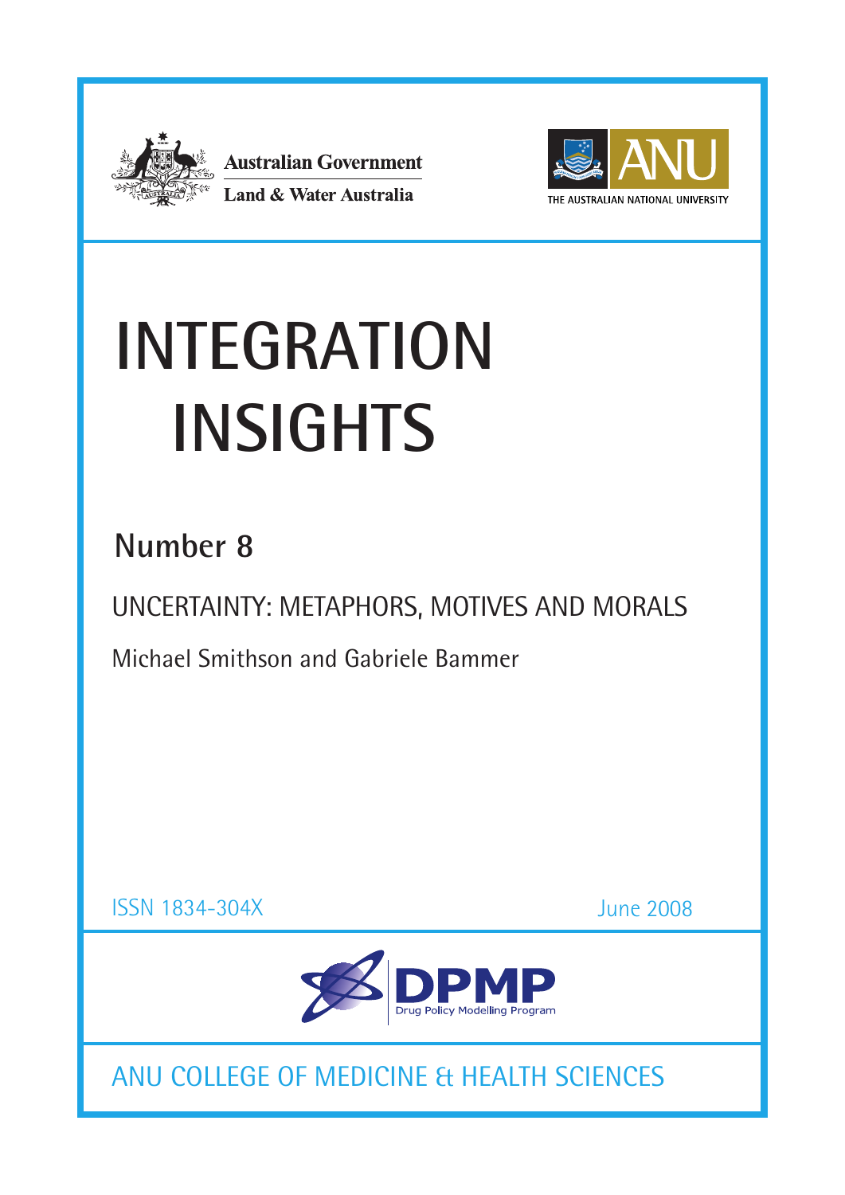Australian Government

Land & Water Australia

THE AUSTRALIAN NATIONAL UNIVERSITY

# INTEGRATION INSIGHTS

## Number 8

UNCERTAINTY: METAPHORS, MOTIVES AND MORALS

Michael Smithson and Gabriele Bammer

ISSN 1834-304X

June 2008

DPMP

Drug Policy Modelling Program

ANU COLLEGE OF MEDICINE & HEALTH SCIENCES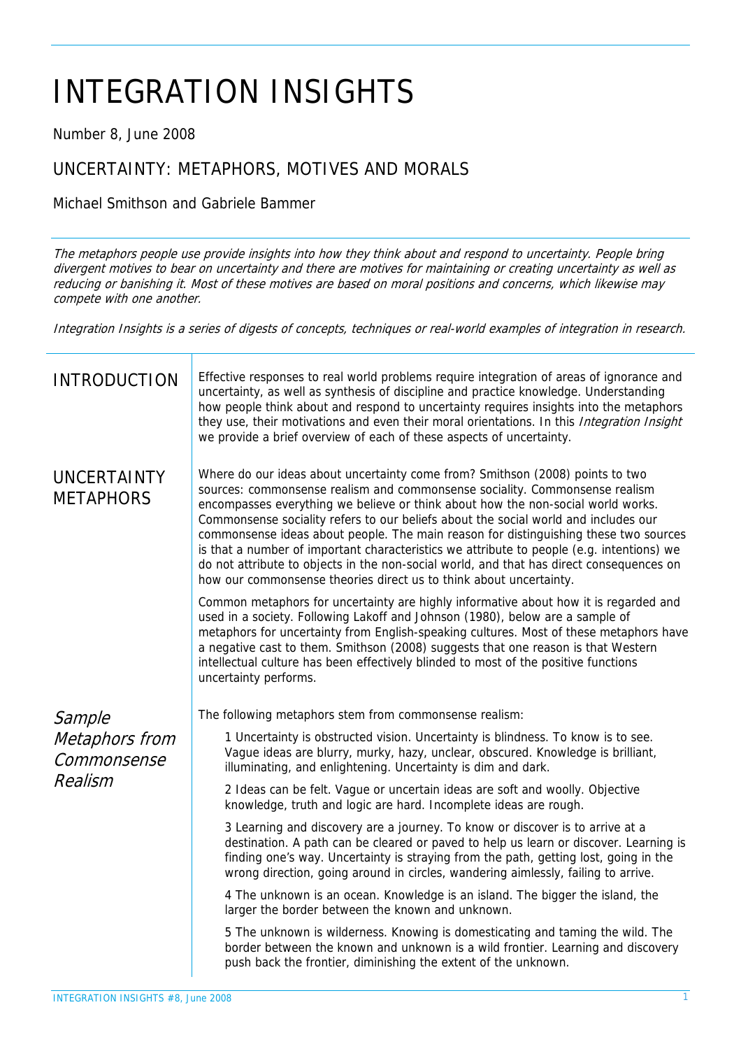# INTEGRATION INSIGHTS

Number 8, June 2008

## UNCERTAINTY: METAPHORS, MOTIVES AND MORALS

Michael Smithson and Gabriele Bammer

*The metaphors people use provide insights into how they think about and respond to uncertainty. People bring divergent motives to bear on uncertainty and there are motives for maintaining or creating uncertainty as well as reducing or banishing it. Most of these motives are based on moral positions and concerns, which likewise may compete with one another.*

*Integration Insights is a series of digests of concepts, techniques or real-world examples of integration in research.*

## INTRODUCTION

Effective responses to real world problems require integration of areas of ignorance and uncertainty, as well as synthesis of discipline and practice knowledge. Understanding how people think about and respond to uncertainty requires insights into the metaphors they use, their motivations and even their moral orientations. In this *Integration Insight* we provide a brief overview of each of these aspects of uncertainty.

## UNCERTAINTY METAPHORS

Where do our ideas about uncertainty come from? Smithson (2008) points to two sources: commonsense realism and commonsense sociality. Commonsense realism encompasses everything we believe or think about how the non-social world works. Commonsense sociality refers to our beliefs about the social world and includes our commonsense ideas about people. The main reason for distinguishing these two sources is that a number of important characteristics we attribute to people (e.g. intentions) we do not attribute to objects in the non-social world, and that has direct consequences on how our commonsense theories direct us to think about uncertainty.

Common metaphors for uncertainty are highly informative about how it is regarded and used in a society. Following Lakoff and Johnson (1980), below are a sample of metaphors for uncertainty from English-speaking cultures. Most of these metaphors have a negative cast to them. Smithson (2008) suggests that one reason is that Western intellectual culture has been effectively blinded to most of the positive functions uncertainty performs.

### *Sample Metaphors from Commonsense Realism*

The following metaphors stem from commonsense realism:

1 Uncertainty is obstructed vision. Uncertainty is blindness. To know is to see. Vague ideas are blurry, murky, hazy, unclear, obscured. Knowledge is brilliant, illuminating, and enlightening. Uncertainty is dim and dark.

2 Ideas can be felt. Vague or uncertain ideas are soft and woolly. Objective knowledge, truth and logic are hard. Incomplete ideas are rough.

3 Learning and discovery are a journey. To know or discover is to arrive at a destination. A path can be cleared or paved to help us learn or discover. Learning is finding one's way. Uncertainty is straying from the path, getting lost, going in the wrong direction, going around in circles, wandering aimlessly, failing to arrive.

4 The unknown is an ocean. Knowledge is an island. The bigger the island, the larger the border between the known and unknown.

5 The unknown is wilderness. Knowing is domesticating and taming the wild. The border between the known and unknown is a wild frontier. Learning and discovery push back the frontier, diminishing the extent of the unknown.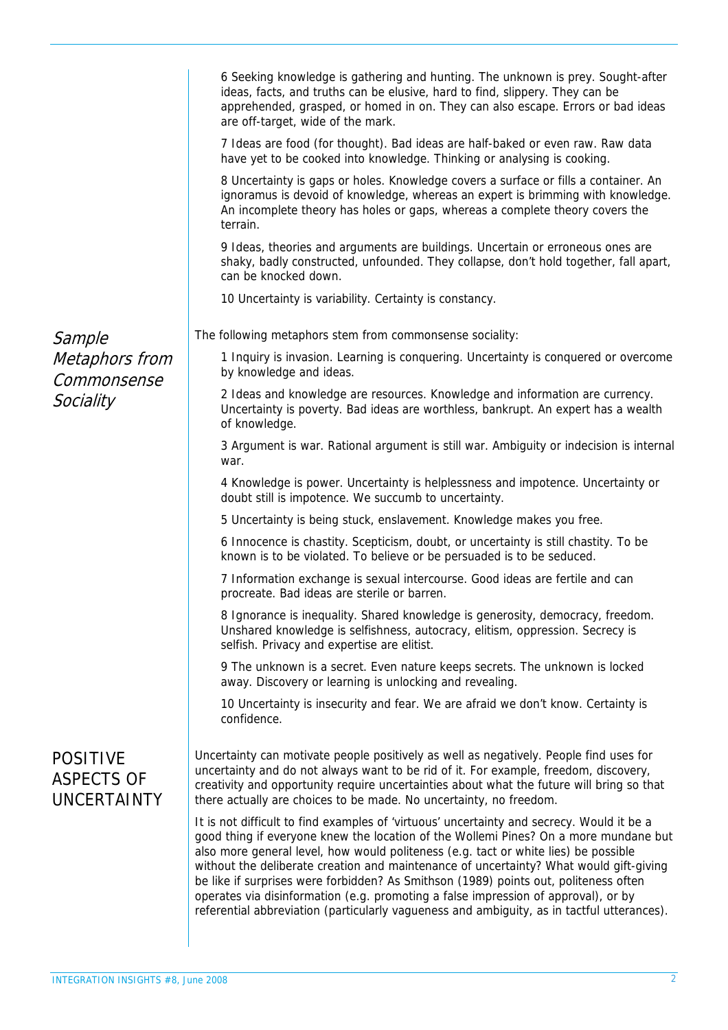6 Seeking knowledge is gathering and hunting. The unknown is prey. Sought-after ideas, facts, and truths can be elusive, hard to find, slippery. They can be apprehended, grasped, or homed in on. They can also escape. Errors or bad ideas are off-target, wide of the mark.

7 Ideas are food (for thought). Bad ideas are half-baked or even raw. Raw data have yet to be cooked into knowledge. Thinking or analysing is cooking.

8 Uncertainty is gaps or holes. Knowledge covers a surface or fills a container. An ignoramus is devoid of knowledge, whereas an expert is brimming with knowledge. An incomplete theory has holes or gaps, whereas a complete theory covers the terrain.

9 Ideas, theories and arguments are buildings. Uncertain or erroneous ones are shaky, badly constructed, unfounded. They collapse, don't hold together, fall apart, can be knocked down.

10 Uncertainty is variability. Certainty is constancy.

## *Sample Metaphors from Commonsense Sociality*

The following metaphors stem from commonsense sociality:

1 Inquiry is invasion. Learning is conquering. Uncertainty is conquered or overcome by knowledge and ideas.

2 Ideas and knowledge are resources. Knowledge and information are currency. Uncertainty is poverty. Bad ideas are worthless, bankrupt. An expert has a wealth of knowledge.

3 Argument is war. Rational argument is still war. Ambiguity or indecision is internal war.

4 Knowledge is power. Uncertainty is helplessness and impotence. Uncertainty or doubt still is impotence. We succumb to uncertainty.

5 Uncertainty is being stuck, enslavement. Knowledge makes you free.

6 Innocence is chastity. Scepticism, doubt, or uncertainty is still chastity. To be known is to be violated. To believe or be persuaded is to be seduced.

7 Information exchange is sexual intercourse. Good ideas are fertile and can procreate. Bad ideas are sterile or barren.

8 Ignorance is inequality. Shared knowledge is generosity, democracy, freedom. Unshared knowledge is selfishness, autocracy, elitism, oppression. Secrecy is selfish. Privacy and expertise are elitist.

9 The unknown is a secret. Even nature keeps secrets. The unknown is locked away. Discovery or learning is unlocking and revealing.

10 Uncertainty is insecurity and fear. We are afraid we don't know. Certainty is confidence.

## POSITIVE ASPECTS OF UNCERTAINTY

Uncertainty can motivate people positively as well as negatively. People find uses for uncertainty and do not always want to be rid of it. For example, freedom, discovery, creativity and opportunity require uncertainties about what the future will bring so that there actually are choices to be made. No uncertainty, no freedom.

It is not difficult to find examples of 'virtuous' uncertainty and secrecy. Would it be a good thing if everyone knew the location of the Wollemi Pines? On a more mundane but also more general level, how would politeness (e.g. tact or white lies) be possible without the deliberate creation and maintenance of uncertainty? What would gift-giving be like if surprises were forbidden? As Smithson (1989) points out, politeness often operates via disinformation (e.g. promoting a false impression of approval), or by referential abbreviation (particularly vagueness and ambiguity, as in tactful utterances).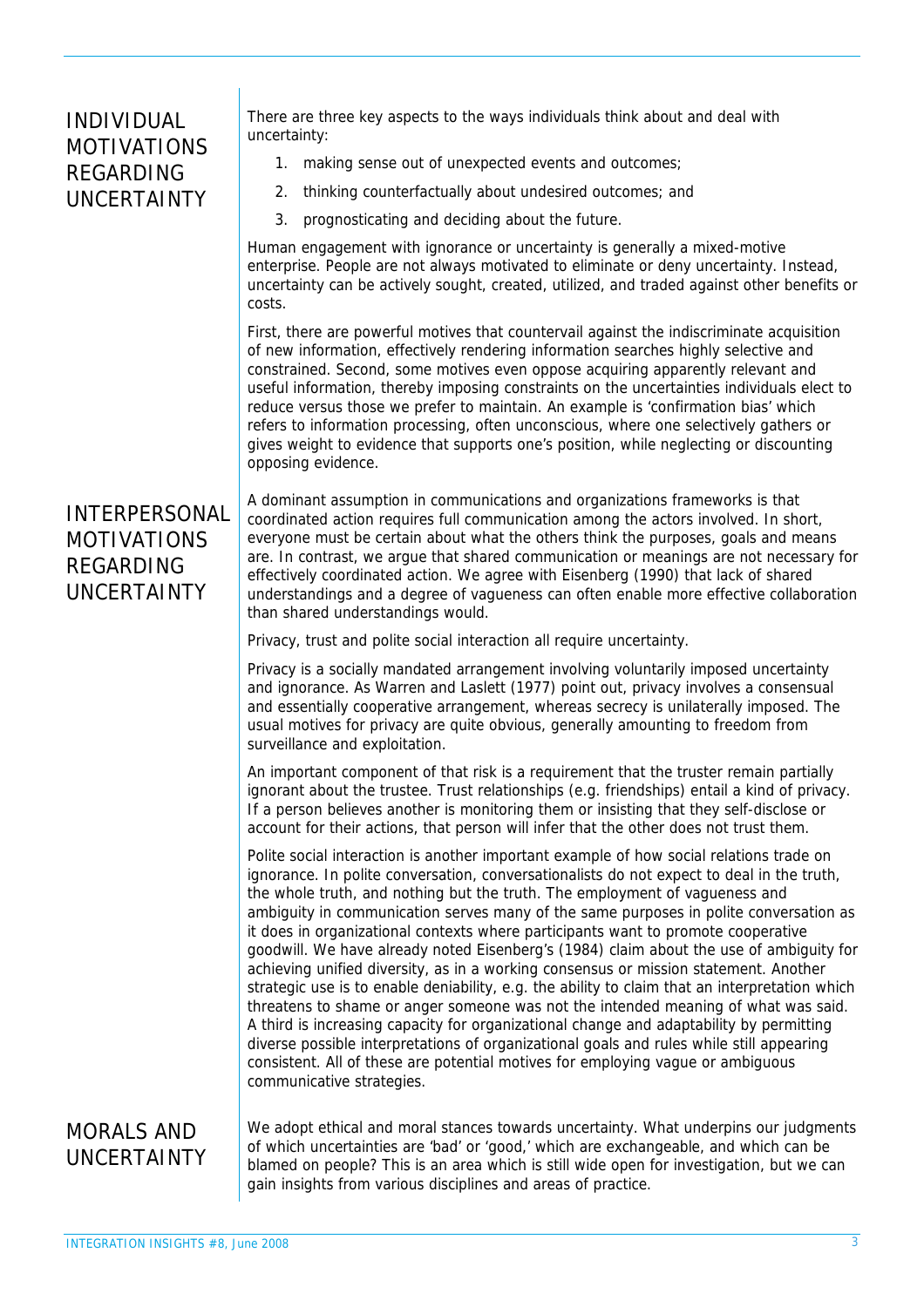## INDIVIDUAL MOTIVATIONS REGARDING UNCERTAINTY

There are three key aspects to the ways individuals think about and deal with uncertainty:

1. making sense out of unexpected events and outcomes;
2. thinking counterfactually about undesired outcomes; and
3. prognosticating and deciding about the future.

Human engagement with ignorance or uncertainty is generally a mixed-motive enterprise. People are not always motivated to eliminate or deny uncertainty. Instead, uncertainty can be actively sought, created, utilized, and traded against other benefits or costs.

First, there are powerful motives that countervail against the indiscriminate acquisition of new information, effectively rendering information searches highly selective and constrained. Second, some motives even oppose acquiring apparently relevant and useful information, thereby imposing constraints on the uncertainties individuals elect to reduce versus those we prefer to maintain. An example is 'confirmation bias' which refers to information processing, often unconscious, where one selectively gathers or gives weight to evidence that supports one's position, while neglecting or discounting opposing evidence.

## INTERPERSONAL MOTIVATIONS REGARDING UNCERTAINTY

A dominant assumption in communications and organizations frameworks is that coordinated action requires full communication among the actors involved. In short, everyone must be certain about what the others think the purposes, goals and means are. In contrast, we argue that shared communication or meanings are not necessary for effectively coordinated action. We agree with Eisenberg (1990) that lack of shared understandings and a degree of vagueness can often enable more effective collaboration than shared understandings would.

Privacy, trust and polite social interaction all require uncertainty.

Privacy is a socially mandated arrangement involving voluntarily imposed uncertainty and ignorance. As Warren and Laslett (1977) point out, privacy involves a consensual and essentially cooperative arrangement, whereas secrecy is unilaterally imposed. The usual motives for privacy are quite obvious, generally amounting to freedom from surveillance and exploitation.

An important component of that risk is a requirement that the truster remain partially ignorant about the trustee. Trust relationships (e.g. friendships) entail a kind of privacy. If a person believes another is monitoring them or insisting that they self-disclose or account for their actions, that person will infer that the other does not trust them.

Polite social interaction is another important example of how social relations trade on ignorance. In polite conversation, conversationalists do not expect to deal in the truth, the whole truth, and nothing but the truth. The employment of vagueness and ambiguity in communication serves many of the same purposes in polite conversation as it does in organizational contexts where participants want to promote cooperative goodwill. We have already noted Eisenberg's (1984) claim about the use of ambiguity for achieving unified diversity, as in a working consensus or mission statement. Another strategic use is to enable deniability, e.g. the ability to claim that an interpretation which threatens to shame or anger someone was not the intended meaning of what was said. A third is increasing capacity for organizational change and adaptability by permitting diverse possible interpretations of organizational goals and rules while still appearing consistent. All of these are potential motives for employing vague or ambiguous communicative strategies.

## MORALS AND UNCERTAINTY

We adopt ethical and moral stances towards uncertainty. What underpins our judgments of which uncertainties are 'bad' or 'good,' which are exchangeable, and which can be blamed on people? This is an area which is still wide open for investigation, but we can gain insights from various disciplines and areas of practice.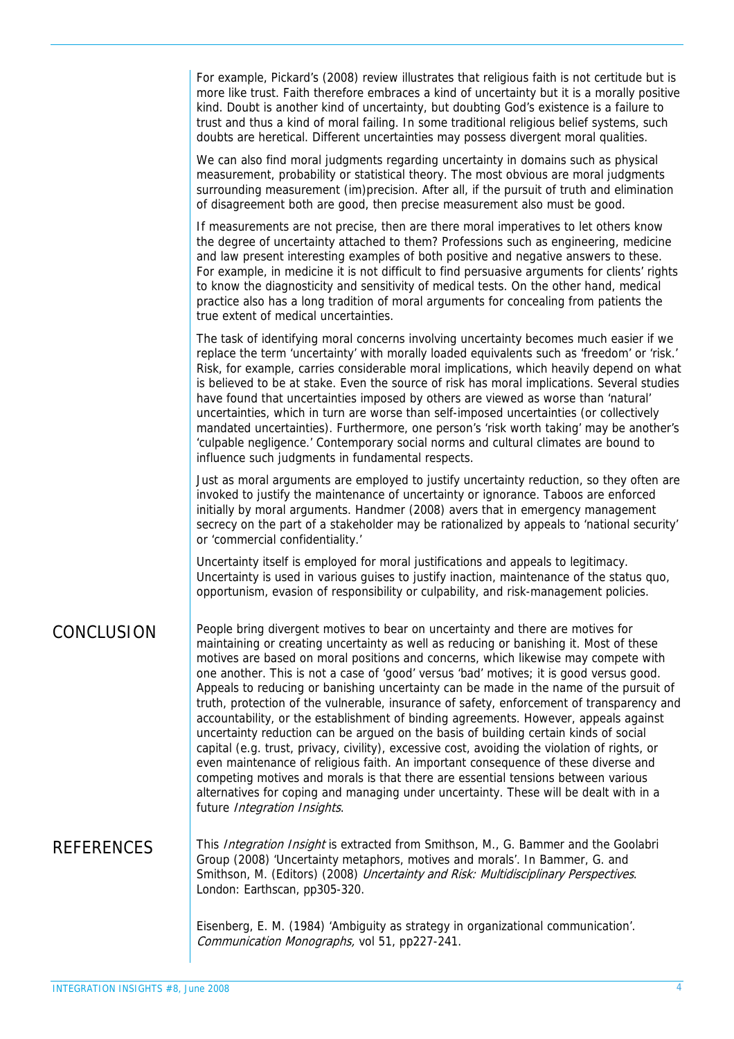For example, Pickard's (2008) review illustrates that religious faith is not certitude but is more like trust. Faith therefore embraces a kind of uncertainty but it is a morally positive kind. Doubt is another kind of uncertainty, but doubting God's existence is a failure to trust and thus a kind of moral failing. In some traditional religious belief systems, such doubts are heretical. Different uncertainties may possess divergent moral qualities.

We can also find moral judgments regarding uncertainty in domains such as physical measurement, probability or statistical theory. The most obvious are moral judgments surrounding measurement (im)precision. After all, if the pursuit of truth and elimination of disagreement both are good, then precise measurement also must be good.

If measurements are not precise, then are there moral imperatives to let others know the degree of uncertainty attached to them? Professions such as engineering, medicine and law present interesting examples of both positive and negative answers to these. For example, in medicine it is not difficult to find persuasive arguments for clients' rights to know the diagnosticity and sensitivity of medical tests. On the other hand, medical practice also has a long tradition of moral arguments for concealing from patients the true extent of medical uncertainties.

The task of identifying moral concerns involving uncertainty becomes much easier if we replace the term 'uncertainty' with morally loaded equivalents such as 'freedom' or 'risk.' Risk, for example, carries considerable moral implications, which heavily depend on what is believed to be at stake. Even the source of risk has moral implications. Several studies have found that uncertainties imposed by others are viewed as worse than 'natural' uncertainties, which in turn are worse than self-imposed uncertainties (or collectively mandated uncertainties). Furthermore, one person's 'risk worth taking' may be another's 'culpable negligence.' Contemporary social norms and cultural climates are bound to influence such judgments in fundamental respects.

Just as moral arguments are employed to justify uncertainty reduction, so they often are invoked to justify the maintenance of uncertainty or ignorance. Taboos are enforced initially by moral arguments. Handmer (2008) avers that in emergency management secrecy on the part of a stakeholder may be rationalized by appeals to 'national security' or 'commercial confidentiality.'

Uncertainty itself is employed for moral justifications and appeals to legitimacy. Uncertainty is used in various guises to justify inaction, maintenance of the status quo, opportunism, evasion of responsibility or culpability, and risk-management policies.

## CONCLUSION

People bring divergent motives to bear on uncertainty and there are motives for maintaining or creating uncertainty as well as reducing or banishing it. Most of these motives are based on moral positions and concerns, which likewise may compete with one another. This is not a case of 'good' versus 'bad' motives; it is good versus good. Appeals to reducing or banishing uncertainty can be made in the name of the pursuit of truth, protection of the vulnerable, insurance of safety, enforcement of transparency and accountability, or the establishment of binding agreements. However, appeals against uncertainty reduction can be argued on the basis of building certain kinds of social capital (e.g. trust, privacy, civility), excessive cost, avoiding the violation of rights, or even maintenance of religious faith. An important consequence of these diverse and competing motives and morals is that there are essential tensions between various alternatives for coping and managing under uncertainty. These will be dealt with in a future *Integration Insights*.

## REFERENCES

This *Integration Insight* is extracted from Smithson, M., G. Bammer and the Goolabri Group (2008) 'Uncertainty metaphors, motives and morals'. In Bammer, G. and Smithson, M. (Editors) (2008) *Uncertainty and Risk: Multidisciplinary Perspectives*. London: Earthscan, pp305-320.

Eisenberg, E. M. (1984) 'Ambiguity as strategy in organizational communication'. *Communication Monographs,* vol 51, pp227-241.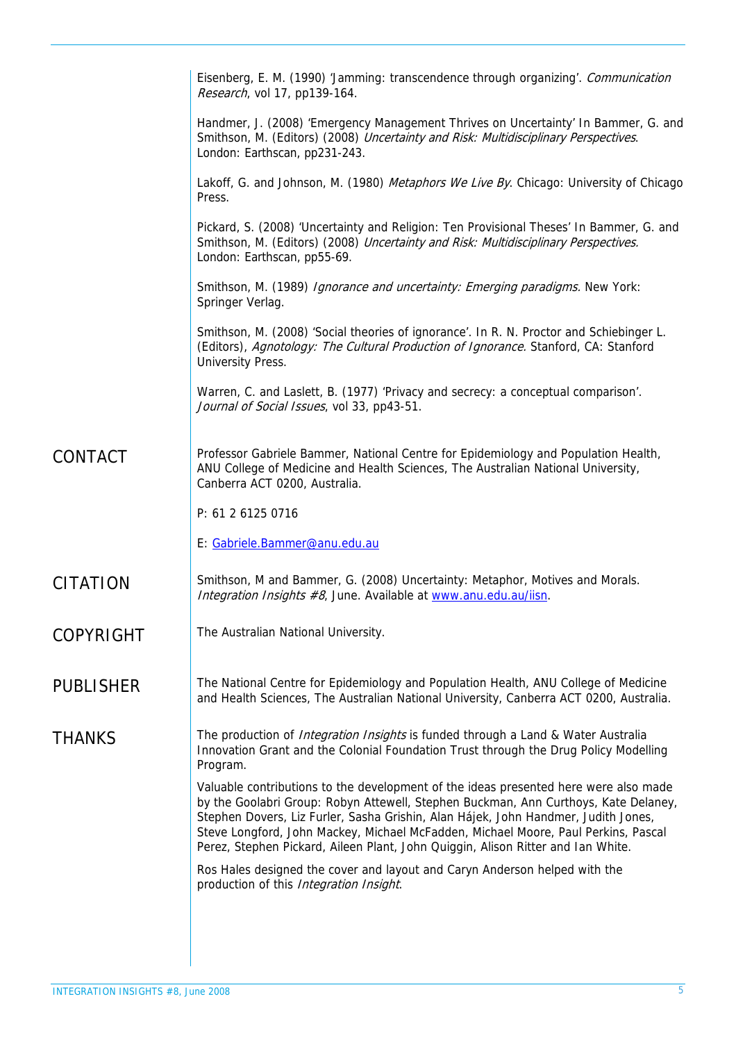Eisenberg, E. M. (1990) 'Jamming: transcendence through organizing'. *Communication Research*, vol 17, pp139-164.

Handmer, J. (2008) 'Emergency Management Thrives on Uncertainty' In Bammer, G. and Smithson, M. (Editors) (2008) *Uncertainty and Risk: Multidisciplinary Perspectives*. London: Earthscan, pp231-243.

Lakoff, G. and Johnson, M. (1980) *Metaphors We Live By*. Chicago: University of Chicago Press.

Pickard, S. (2008) 'Uncertainty and Religion: Ten Provisional Theses' In Bammer, G. and Smithson, M. (Editors) (2008) *Uncertainty and Risk: Multidisciplinary Perspectives.* London: Earthscan, pp55-69.

Smithson, M. (1989) *Ignorance and uncertainty: Emerging paradigms.* New York: Springer Verlag.

Smithson, M. (2008) 'Social theories of ignorance'. In R. N. Proctor and Schiebinger L. (Editors), *Agnotology: The Cultural Production of Ignorance*. Stanford, CA: Stanford University Press.

Warren, C. and Laslett, B. (1977) 'Privacy and secrecy: a conceptual comparison'. *Journal of Social Issues*, vol 33, pp43-51.

## CONTACT

Professor Gabriele Bammer, National Centre for Epidemiology and Population Health, ANU College of Medicine and Health Sciences, The Australian National University, Canberra ACT 0200, Australia.

P: 61 2 6125 0716

E: Gabriele.Bammer@anu.edu.au

## CITATION

Smithson, M and Bammer, G. (2008) Uncertainty: Metaphor, Motives and Morals. *Integration Insights #8*, June. Available at www.anu.edu.au/iisn.

## COPYRIGHT

The Australian National University.

## PUBLISHER

The National Centre for Epidemiology and Population Health, ANU College of Medicine and Health Sciences, The Australian National University, Canberra ACT 0200, Australia.

## THANKS

The production of *Integration Insights* is funded through a Land & Water Australia Innovation Grant and the Colonial Foundation Trust through the Drug Policy Modelling Program.

Valuable contributions to the development of the ideas presented here were also made by the Goolabri Group: Robyn Attewell, Stephen Buckman, Ann Curthoys, Kate Delaney, Stephen Dovers, Liz Furler, Sasha Grishin, Alan Hájek, John Handmer, Judith Jones, Steve Longford, John Mackey, Michael McFadden, Michael Moore, Paul Perkins, Pascal Perez, Stephen Pickard, Aileen Plant, John Quiggin, Alison Ritter and Ian White.

Ros Hales designed the cover and layout and Caryn Anderson helped with the production of this *Integration Insight*.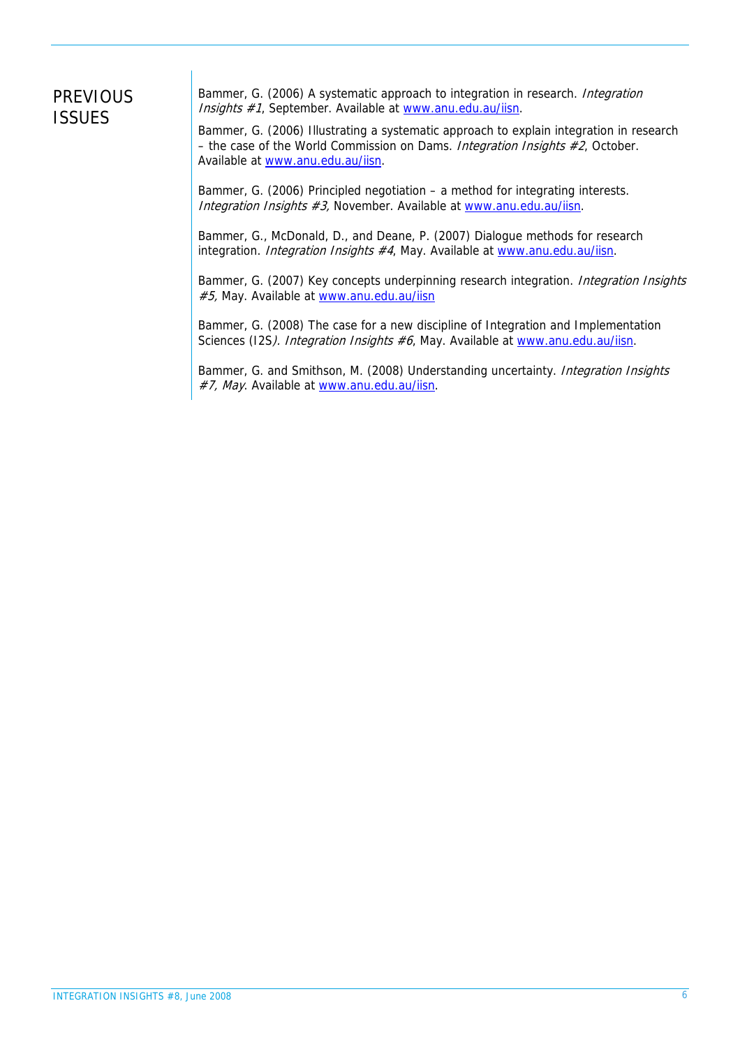## PREVIOUS ISSUES

Bammer, G. (2006) A systematic approach to integration in research. *Integration Insights #1*, September. Available at www.anu.edu.au/iisn.

Bammer, G. (2006) Illustrating a systematic approach to explain integration in research – the case of the World Commission on Dams. *Integration Insights #2*, October. Available at www.anu.edu.au/iisn.

Bammer, G. (2006) Principled negotiation – a method for integrating interests. *Integration Insights #3,* November. Available at www.anu.edu.au/iisn.

Bammer, G., McDonald, D., and Deane, P. (2007) Dialogue methods for research integration. *Integration Insights #4*, May. Available at www.anu.edu.au/iisn.

Bammer, G. (2007) Key concepts underpinning research integration. *Integration Insights #5,* May. Available at www.anu.edu.au/iisn

Bammer, G. (2008) The case for a new discipline of Integration and Implementation Sciences (I2S*). Integration Insights #6*, May. Available at www.anu.edu.au/iisn.

Bammer, G. and Smithson, M. (2008) Understanding uncertainty. *Integration Insights #7, May*. Available at www.anu.edu.au/iisn.